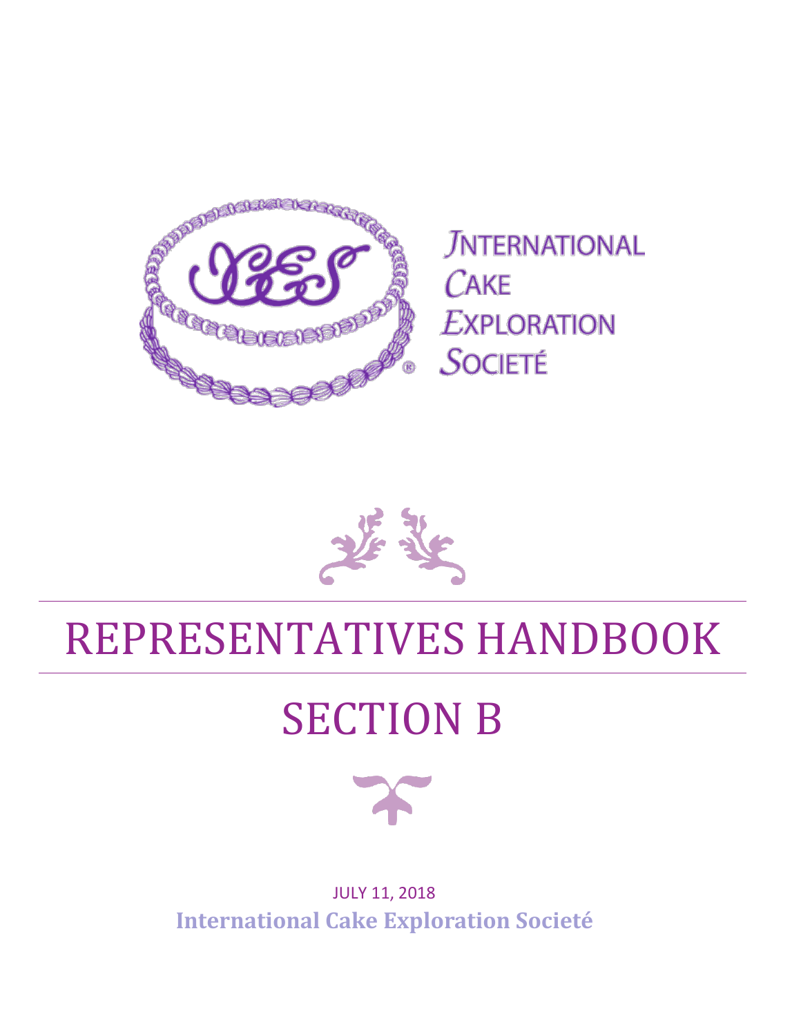INTERNATIONAL CAKE EXPLORATION SOCIETÉ

# REPRESENTATIVES HANDBOOK

# SECTION B

JULY 11, 2018

**International Cake Exploration Societé**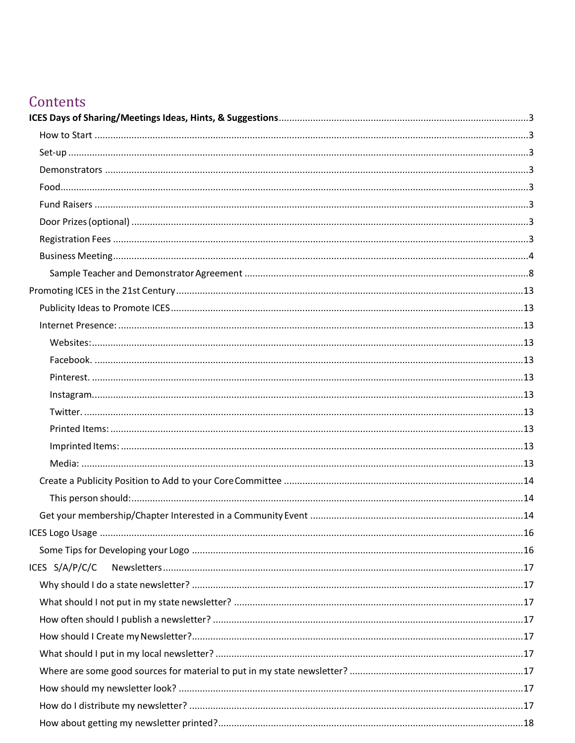# Contents

**ICES Days of Sharing/Meetings Ideas, Hints, & Suggestions** .... 3

- How to Start .... 3
- Set-up .... 3
- Demonstrators .... 3
- Food .... 3
- Fund Raisers .... 3
- Door Prizes (optional) .... 3
- Registration Fees .... 3
- Business Meeting .... 4
  - Sample Teacher and Demonstrator Agreement .... 8

Promoting ICES in the 21st Century .... 13

- Publicity Ideas to Promote ICES .... 13
- Internet Presence: .... 13
  - Websites: .... 13
  - Facebook. .... 13
  - Pinterest. .... 13
  - Instagram. .... 13
  - Twitter. .... 13
  - Printed Items: .... 13
  - Imprinted Items: .... 13
  - Media: .... 13
- Create a Publicity Position to Add to your Core Committee .... 14
  - This person should: .... 14
- Get your membership/Chapter Interested in a Community Event .... 14

ICES Logo Usage .... 16

- Some Tips for Developing your Logo .... 16

ICES S/A/P/C/C Newsletters .... 17

- Why should I do a state newsletter? .... 17
- What should I not put in my state newsletter? .... 17
- How often should I publish a newsletter? .... 17
- How should I Create my Newsletter? .... 17
- What should I put in my local newsletter? .... 17
- Where are some good sources for material to put in my state newsletter? .... 17
- How should my newsletter look? .... 17
- How do I distribute my newsletter? .... 17
- How about getting my newsletter printed? .... 18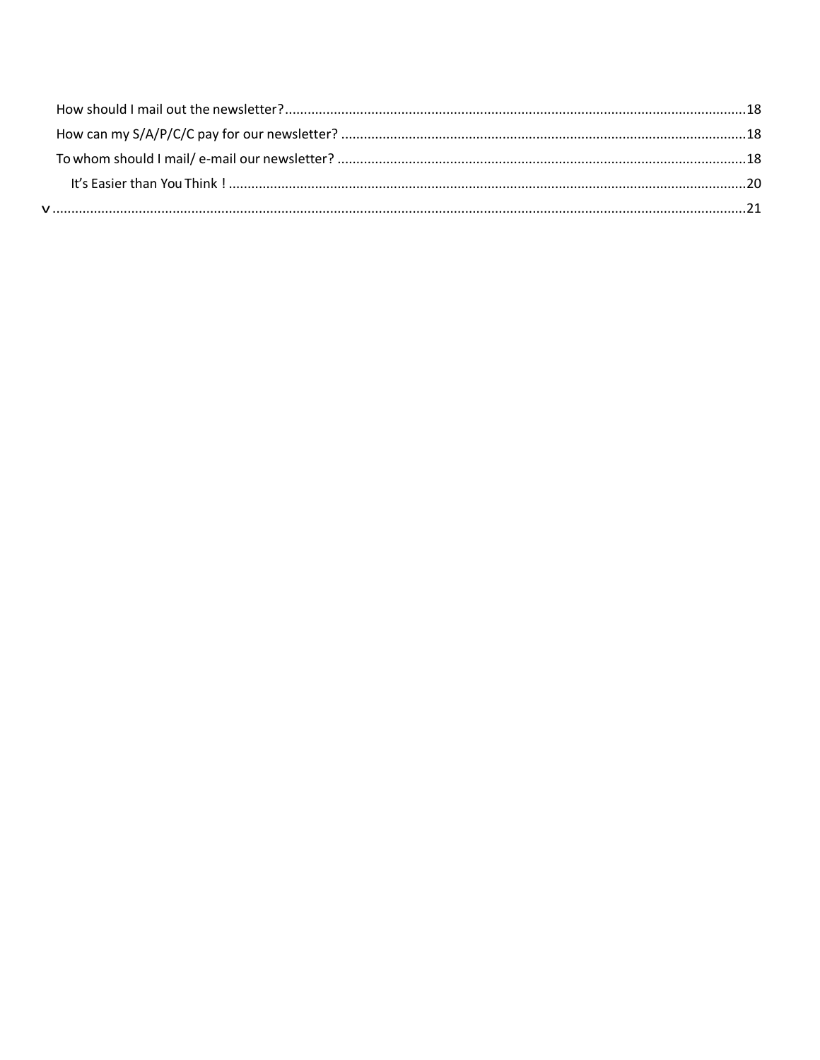How should I mail out the newsletter?....................................................................................................................18

How can my S/A/P/C/C pay for our newsletter? .....................................................................................................18

To whom should I mail/ e-mail our newsletter? ......................................................................................................18

It's Easier than You Think ! ...................................................................................................................................20

v..........................................................................................................................................................................21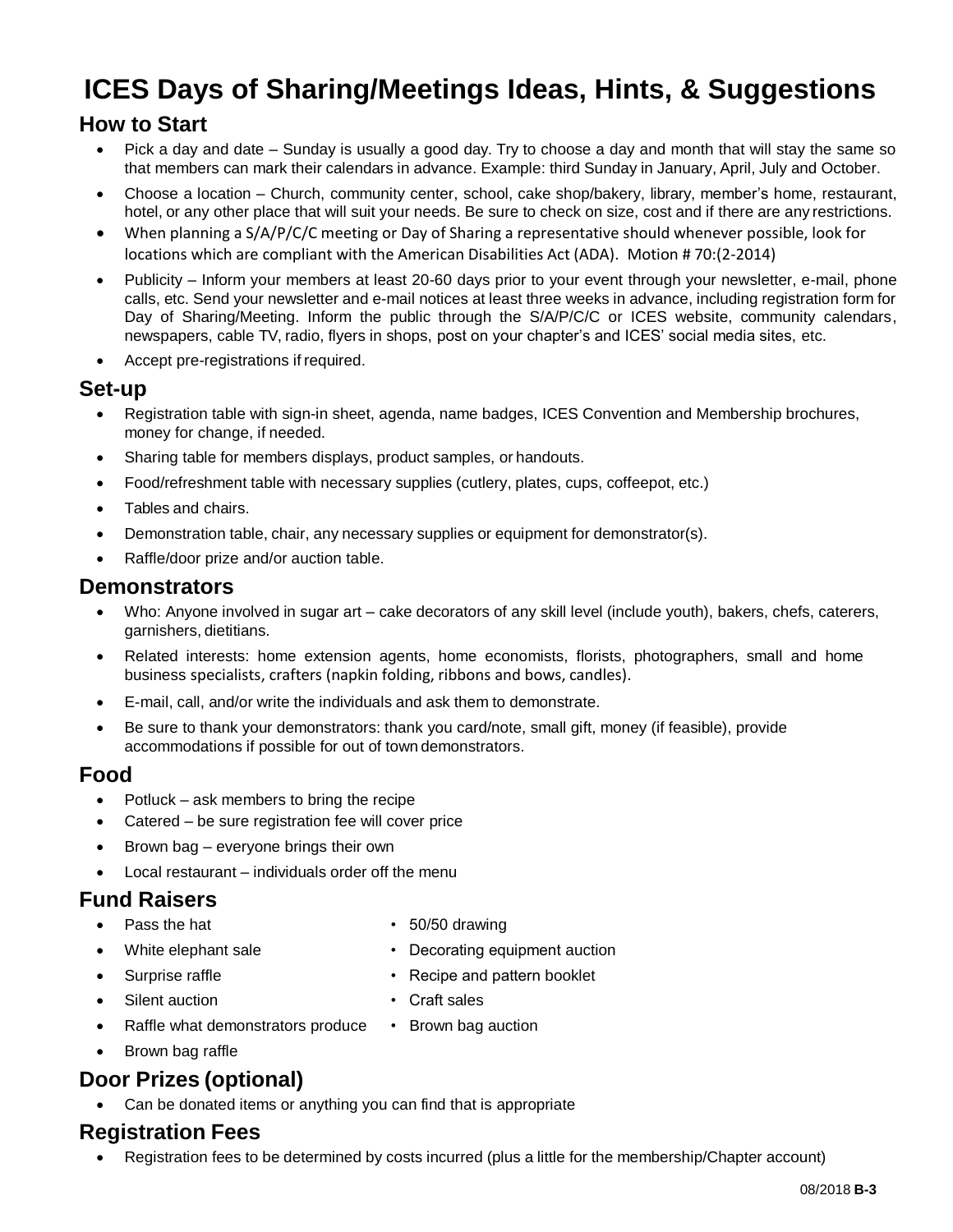# ICES Days of Sharing/Meetings Ideas, Hints, & Suggestions

## How to Start

- Pick a day and date – Sunday is usually a good day. Try to choose a day and month that will stay the same so that members can mark their calendars in advance. Example: third Sunday in January, April, July and October.
- Choose a location – Church, community center, school, cake shop/bakery, library, member's home, restaurant, hotel, or any other place that will suit your needs. Be sure to check on size, cost and if there are any restrictions.
- When planning a S/A/P/C/C meeting or Day of Sharing a representative should whenever possible, look for locations which are compliant with the American Disabilities Act (ADA). Motion # 70:(2-2014)
- Publicity – Inform your members at least 20-60 days prior to your event through your newsletter, e-mail, phone calls, etc. Send your newsletter and e-mail notices at least three weeks in advance, including registration form for Day of Sharing/Meeting. Inform the public through the S/A/P/C/C or ICES website, community calendars, newspapers, cable TV, radio, flyers in shops, post on your chapter's and ICES' social media sites, etc.
- Accept pre-registrations if required.

## Set-up

- Registration table with sign-in sheet, agenda, name badges, ICES Convention and Membership brochures, money for change, if needed.
- Sharing table for members displays, product samples, or handouts.
- Food/refreshment table with necessary supplies (cutlery, plates, cups, coffeepot, etc.)
- Tables and chairs.
- Demonstration table, chair, any necessary supplies or equipment for demonstrator(s).
- Raffle/door prize and/or auction table.

## Demonstrators

- Who: Anyone involved in sugar art – cake decorators of any skill level (include youth), bakers, chefs, caterers, garnishers, dietitians.
- Related interests: home extension agents, home economists, florists, photographers, small and home business specialists, crafters (napkin folding, ribbons and bows, candles).
- E-mail, call, and/or write the individuals and ask them to demonstrate.
- Be sure to thank your demonstrators: thank you card/note, small gift, money (if feasible), provide accommodations if possible for out of town demonstrators.

## Food

- Potluck – ask members to bring the recipe
- Catered – be sure registration fee will cover price
- Brown bag – everyone brings their own
- Local restaurant – individuals order off the menu

## Fund Raisers

- Pass the hat
- White elephant sale
- Surprise raffle
- Silent auction
- Raffle what demonstrators produce
- Brown bag raffle
- 50/50 drawing
- Decorating equipment auction
- Recipe and pattern booklet
- Craft sales
- Brown bag auction

## Door Prizes (optional)

- Can be donated items or anything you can find that is appropriate

## Registration Fees

- Registration fees to be determined by costs incurred (plus a little for the membership/Chapter account)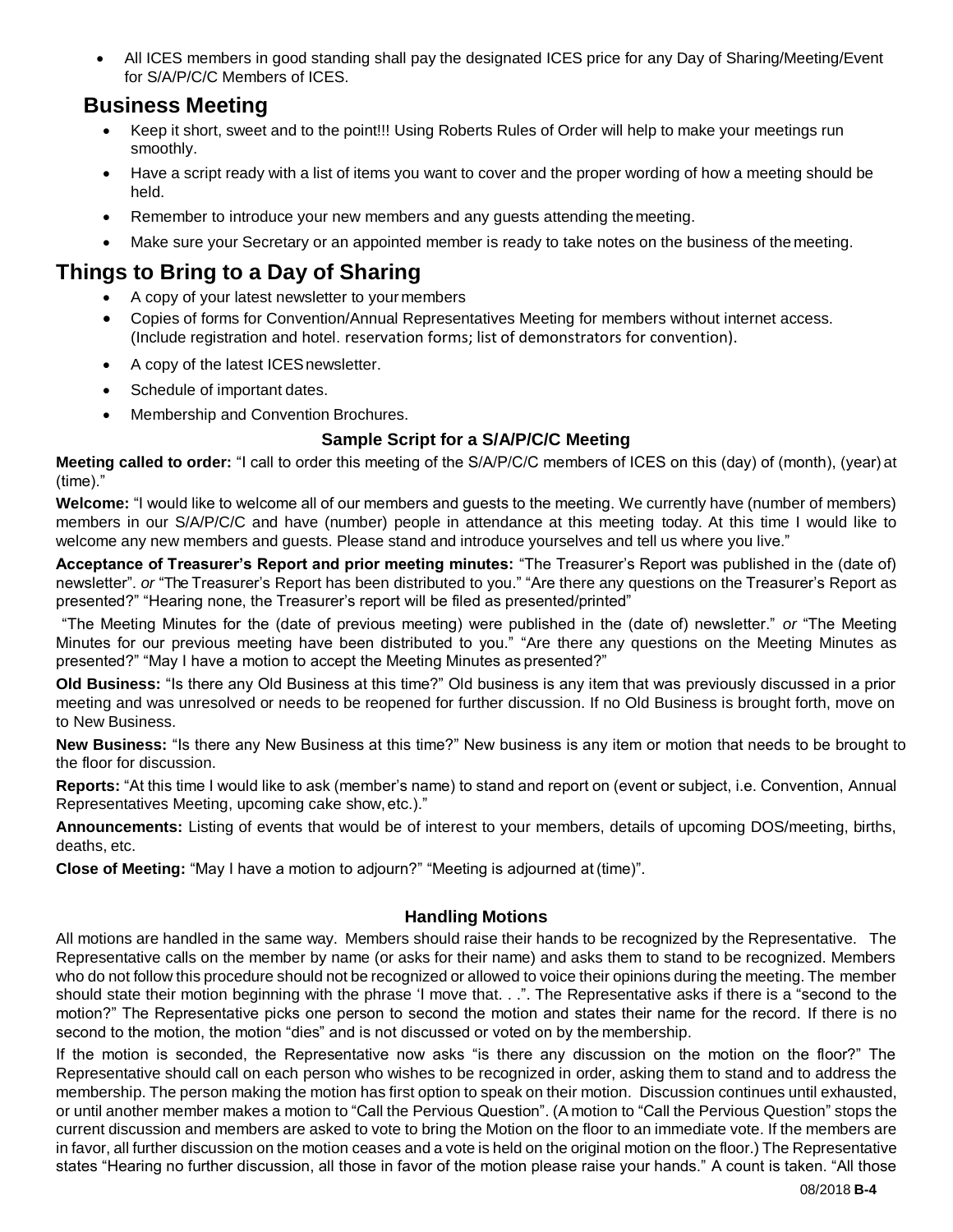- All ICES members in good standing shall pay the designated ICES price for any Day of Sharing/Meeting/Event for S/A/P/C/C Members of ICES.

## Business Meeting

- Keep it short, sweet and to the point!!! Using Roberts Rules of Order will help to make your meetings run smoothly.
- Have a script ready with a list of items you want to cover and the proper wording of how a meeting should be held.
- Remember to introduce your new members and any guests attending the meeting.
- Make sure your Secretary or an appointed member is ready to take notes on the business of the meeting.

## Things to Bring to a Day of Sharing

- A copy of your latest newsletter to your members
- Copies of forms for Convention/Annual Representatives Meeting for members without internet access. (Include registration and hotel. reservation forms; list of demonstrators for convention).
- A copy of the latest ICES newsletter.
- Schedule of important dates.
- Membership and Convention Brochures.

### Sample Script for a S/A/P/C/C Meeting

**Meeting called to order:** "I call to order this meeting of the S/A/P/C/C members of ICES on this (day) of (month), (year) at (time)."

**Welcome:** "I would like to welcome all of our members and guests to the meeting. We currently have (number of members) members in our S/A/P/C/C and have (number) people in attendance at this meeting today. At this time I would like to welcome any new members and guests. Please stand and introduce yourselves and tell us where you live."

**Acceptance of Treasurer's Report and prior meeting minutes:** "The Treasurer's Report was published in the (date of) newsletter". *or* "The Treasurer's Report has been distributed to you." "Are there any questions on the Treasurer's Report as presented?" "Hearing none, the Treasurer's report will be filed as presented/printed"

"The Meeting Minutes for the (date of previous meeting) were published in the (date of) newsletter." *or* "The Meeting Minutes for our previous meeting have been distributed to you." "Are there any questions on the Meeting Minutes as presented?" "May I have a motion to accept the Meeting Minutes as presented?"

**Old Business:** "Is there any Old Business at this time?" Old business is any item that was previously discussed in a prior meeting and was unresolved or needs to be reopened for further discussion. If no Old Business is brought forth, move on to New Business.

**New Business:** "Is there any New Business at this time?" New business is any item or motion that needs to be brought to the floor for discussion.

**Reports:** "At this time I would like to ask (member's name) to stand and report on (event or subject, i.e. Convention, Annual Representatives Meeting, upcoming cake show, etc.)."

**Announcements:** Listing of events that would be of interest to your members, details of upcoming DOS/meeting, births, deaths, etc.

**Close of Meeting:** "May I have a motion to adjourn?" "Meeting is adjourned at (time)".

### Handling Motions

All motions are handled in the same way. Members should raise their hands to be recognized by the Representative. The Representative calls on the member by name (or asks for their name) and asks them to stand to be recognized. Members who do not follow this procedure should not be recognized or allowed to voice their opinions during the meeting. The member should state their motion beginning with the phrase 'I move that. . .". The Representative asks if there is a "second to the motion?" The Representative picks one person to second the motion and states their name for the record. If there is no second to the motion, the motion "dies" and is not discussed or voted on by the membership.

If the motion is seconded, the Representative now asks "is there any discussion on the motion on the floor?" The Representative should call on each person who wishes to be recognized in order, asking them to stand and to address the membership. The person making the motion has first option to speak on their motion. Discussion continues until exhausted, or until another member makes a motion to "Call the Pervious Question". (A motion to "Call the Pervious Question" stops the current discussion and members are asked to vote to bring the Motion on the floor to an immediate vote. If the members are in favor, all further discussion on the motion ceases and a vote is held on the original motion on the floor.) The Representative states "Hearing no further discussion, all those in favor of the motion please raise your hands." A count is taken. "All those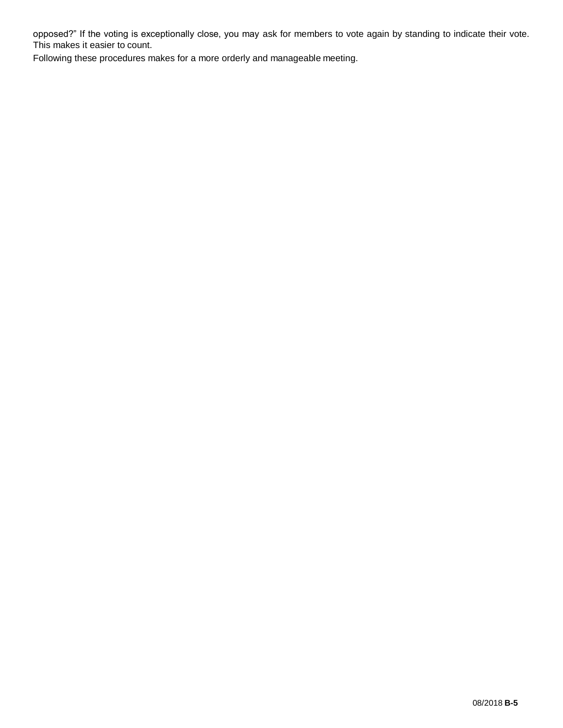opposed?" If the voting is exceptionally close, you may ask for members to vote again by standing to indicate their vote. This makes it easier to count.

Following these procedures makes for a more orderly and manageable meeting.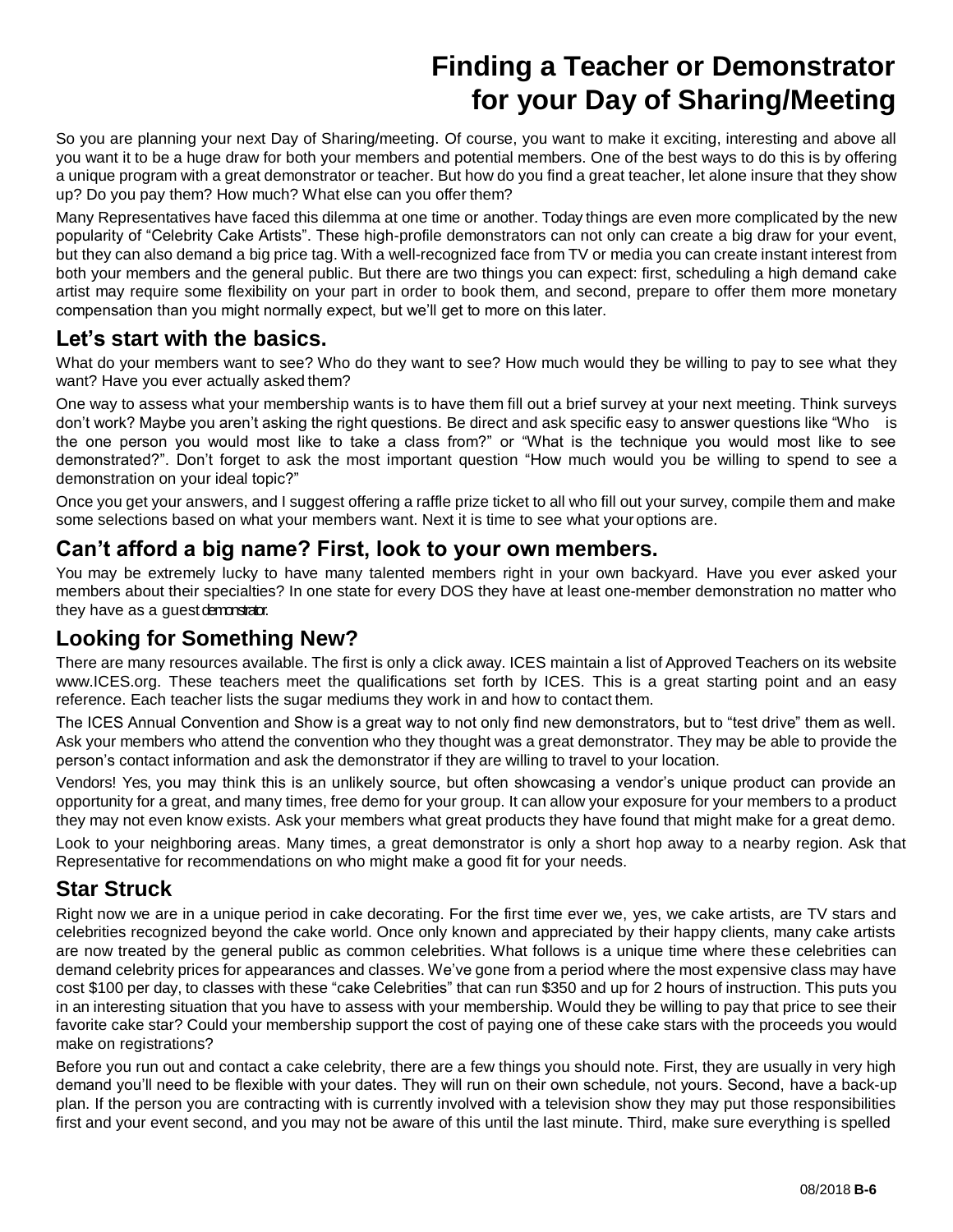# Finding a Teacher or Demonstrator for your Day of Sharing/Meeting

So you are planning your next Day of Sharing/meeting. Of course, you want to make it exciting, interesting and above all you want it to be a huge draw for both your members and potential members. One of the best ways to do this is by offering a unique program with a great demonstrator or teacher. But how do you find a great teacher, let alone insure that they show up? Do you pay them? How much? What else can you offer them?

Many Representatives have faced this dilemma at one time or another. Today things are even more complicated by the new popularity of "Celebrity Cake Artists". These high-profile demonstrators can not only can create a big draw for your event, but they can also demand a big price tag. With a well-recognized face from TV or media you can create instant interest from both your members and the general public. But there are two things you can expect: first, scheduling a high demand cake artist may require some flexibility on your part in order to book them, and second, prepare to offer them more monetary compensation than you might normally expect, but we'll get to more on this later.

## Let's start with the basics.

What do your members want to see? Who do they want to see? How much would they be willing to pay to see what they want? Have you ever actually asked them?

One way to assess what your membership wants is to have them fill out a brief survey at your next meeting. Think surveys don't work? Maybe you aren't asking the right questions. Be direct and ask specific easy to answer questions like "Who is the one person you would most like to take a class from?" or "What is the technique you would most like to see demonstrated?". Don't forget to ask the most important question "How much would you be willing to spend to see a demonstration on your ideal topic?"

Once you get your answers, and I suggest offering a raffle prize ticket to all who fill out your survey, compile them and make some selections based on what your members want. Next it is time to see what your options are.

## Can't afford a big name? First, look to your own members.

You may be extremely lucky to have many talented members right in your own backyard. Have you ever asked your members about their specialties? In one state for every DOS they have at least one-member demonstration no matter who they have as a guest demonstrator.

## Looking for Something New?

There are many resources available. The first is only a click away. ICES maintain a list of Approved Teachers on its website www.ICES.org. These teachers meet the qualifications set forth by ICES. This is a great starting point and an easy reference. Each teacher lists the sugar mediums they work in and how to contact them.

The ICES Annual Convention and Show is a great way to not only find new demonstrators, but to "test drive" them as well. Ask your members who attend the convention who they thought was a great demonstrator. They may be able to provide the person's contact information and ask the demonstrator if they are willing to travel to your location.

Vendors! Yes, you may think this is an unlikely source, but often showcasing a vendor's unique product can provide an opportunity for a great, and many times, free demo for your group. It can allow your exposure for your members to a product they may not even know exists. Ask your members what great products they have found that might make for a great demo.

Look to your neighboring areas. Many times, a great demonstrator is only a short hop away to a nearby region. Ask that Representative for recommendations on who might make a good fit for your needs.

## Star Struck

Right now we are in a unique period in cake decorating. For the first time ever we, yes, we cake artists, are TV stars and celebrities recognized beyond the cake world. Once only known and appreciated by their happy clients, many cake artists are now treated by the general public as common celebrities. What follows is a unique time where these celebrities can demand celebrity prices for appearances and classes. We've gone from a period where the most expensive class may have cost $100 per day, to classes with these "cake Celebrities" that can run $350 and up for 2 hours of instruction. This puts you in an interesting situation that you have to assess with your membership. Would they be willing to pay that price to see their favorite cake star? Could your membership support the cost of paying one of these cake stars with the proceeds you would make on registrations?

Before you run out and contact a cake celebrity, there are a few things you should note. First, they are usually in very high demand you'll need to be flexible with your dates. They will run on their own schedule, not yours. Second, have a back-up plan. If the person you are contracting with is currently involved with a television show they may put those responsibilities first and your event second, and you may not be aware of this until the last minute. Third, make sure everything is spelled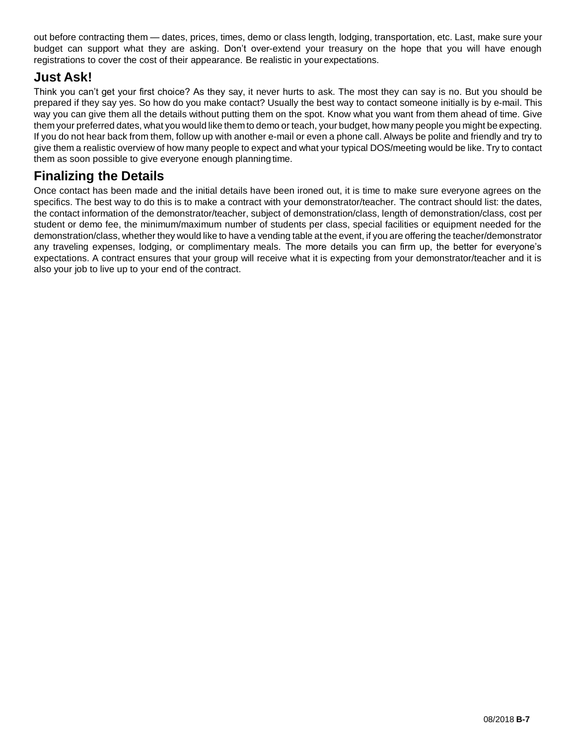out before contracting them — dates, prices, times, demo or class length, lodging, transportation, etc. Last, make sure your budget can support what they are asking. Don't over-extend your treasury on the hope that you will have enough registrations to cover the cost of their appearance. Be realistic in your expectations.

## Just Ask!

Think you can't get your first choice? As they say, it never hurts to ask. The most they can say is no. But you should be prepared if they say yes. So how do you make contact? Usually the best way to contact someone initially is by e-mail. This way you can give them all the details without putting them on the spot. Know what you want from them ahead of time. Give them your preferred dates, what you would like them to demo or teach, your budget, how many people you might be expecting. If you do not hear back from them, follow up with another e-mail or even a phone call. Always be polite and friendly and try to give them a realistic overview of how many people to expect and what your typical DOS/meeting would be like. Try to contact them as soon possible to give everyone enough planning time.

## Finalizing the Details

Once contact has been made and the initial details have been ironed out, it is time to make sure everyone agrees on the specifics. The best way to do this is to make a contract with your demonstrator/teacher. The contract should list: the dates, the contact information of the demonstrator/teacher, subject of demonstration/class, length of demonstration/class, cost per student or demo fee, the minimum/maximum number of students per class, special facilities or equipment needed for the demonstration/class, whether they would like to have a vending table at the event, if you are offering the teacher/demonstrator any traveling expenses, lodging, or complimentary meals. The more details you can firm up, the better for everyone's expectations. A contract ensures that your group will receive what it is expecting from your demonstrator/teacher and it is also your job to live up to your end of the contract.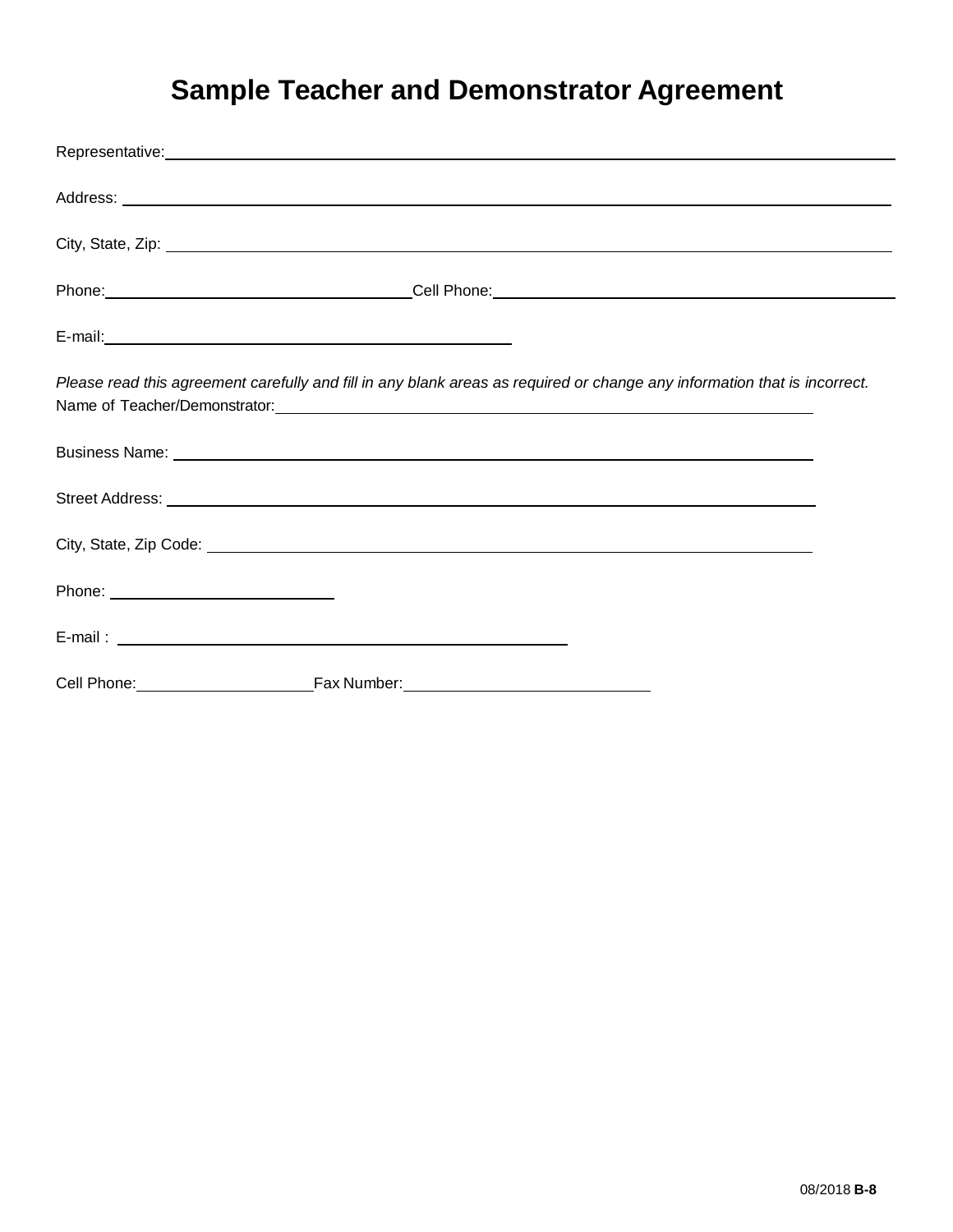# Sample Teacher and Demonstrator Agreement

Representative: ______________________________________________

Address: ______________________________________________

City, State, Zip: ______________________________________________

Phone: ____________________ Cell Phone: ____________________

E-mail: ____________________

*Please read this agreement carefully and fill in any blank areas as required or change any information that is incorrect.*

Name of Teacher/Demonstrator: ______________________________________________

Business Name: ______________________________________________

Street Address: ______________________________________________

City, State, Zip Code: ______________________________________________

Phone: ____________________

E-mail : ______________________________________________

Cell Phone: ____________________ Fax Number: ____________________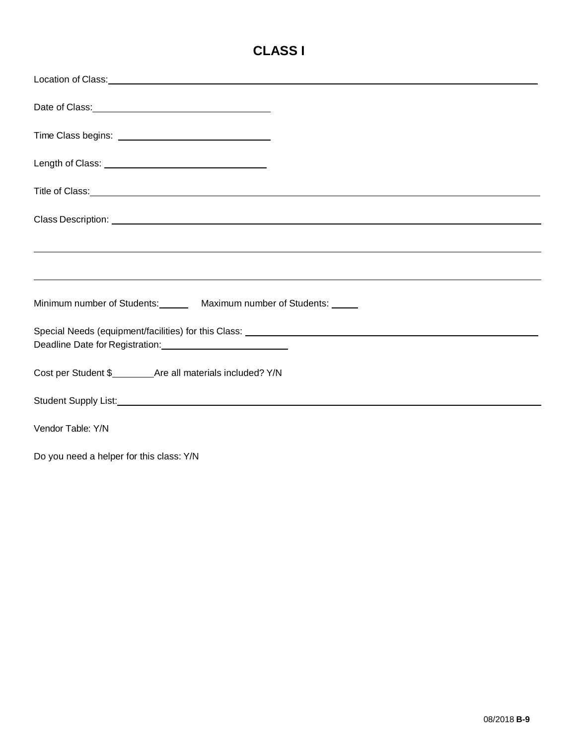# CLASS I

Location of Class: ______________________________________________

Date of Class: ____________________

Time Class begins: ____________________

Length of Class: ____________________

Title of Class: ______________________________________________

Class Description: ______________________________________________

______________________________________________

______________________________________________

Minimum number of Students: ______ Maximum number of Students: ______

Special Needs (equipment/facilities) for this Class: ______________________________

Deadline Date for Registration: ____________________

Cost per Student $________ Are all materials included? Y/N

Student Supply List: ______________________________________________

Vendor Table: Y/N

Do you need a helper for this class: Y/N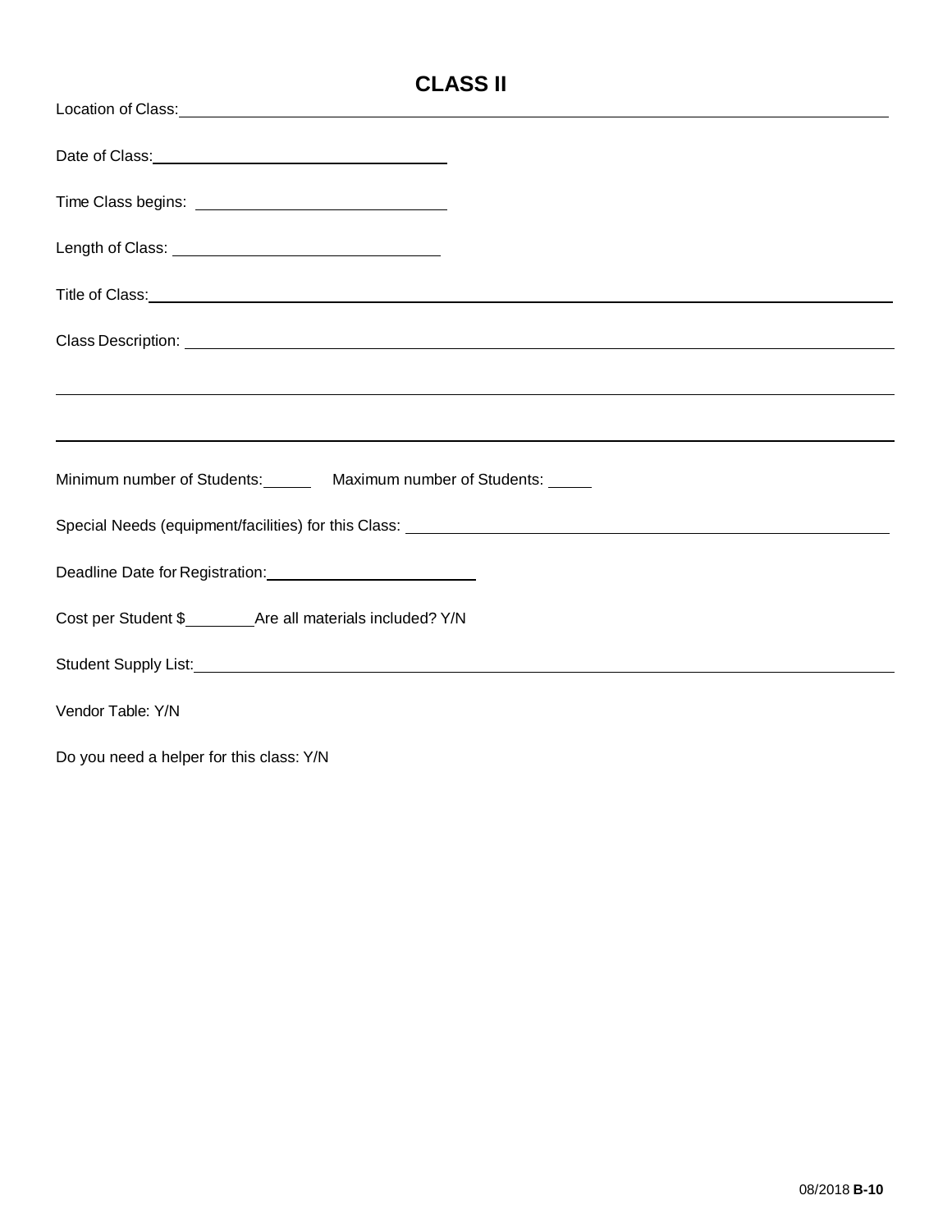# CLASS II

Location of Class: ____________________________________________

Date of Class: ____________________

Time Class begins: ____________________

Length of Class: ____________________

Title of Class: ____________________________________________

Class Description: ____________________________________________

____________________________________________

____________________________________________

Minimum number of Students: ______ Maximum number of Students: _____

Special Needs (equipment/facilities) for this Class: ____________________________________________

Deadline Date for Registration: ____________________

Cost per Student $________ Are all materials included? Y/N

Student Supply List: ____________________________________________

Vendor Table: Y/N

Do you need a helper for this class: Y/N

08/2018 **B-10**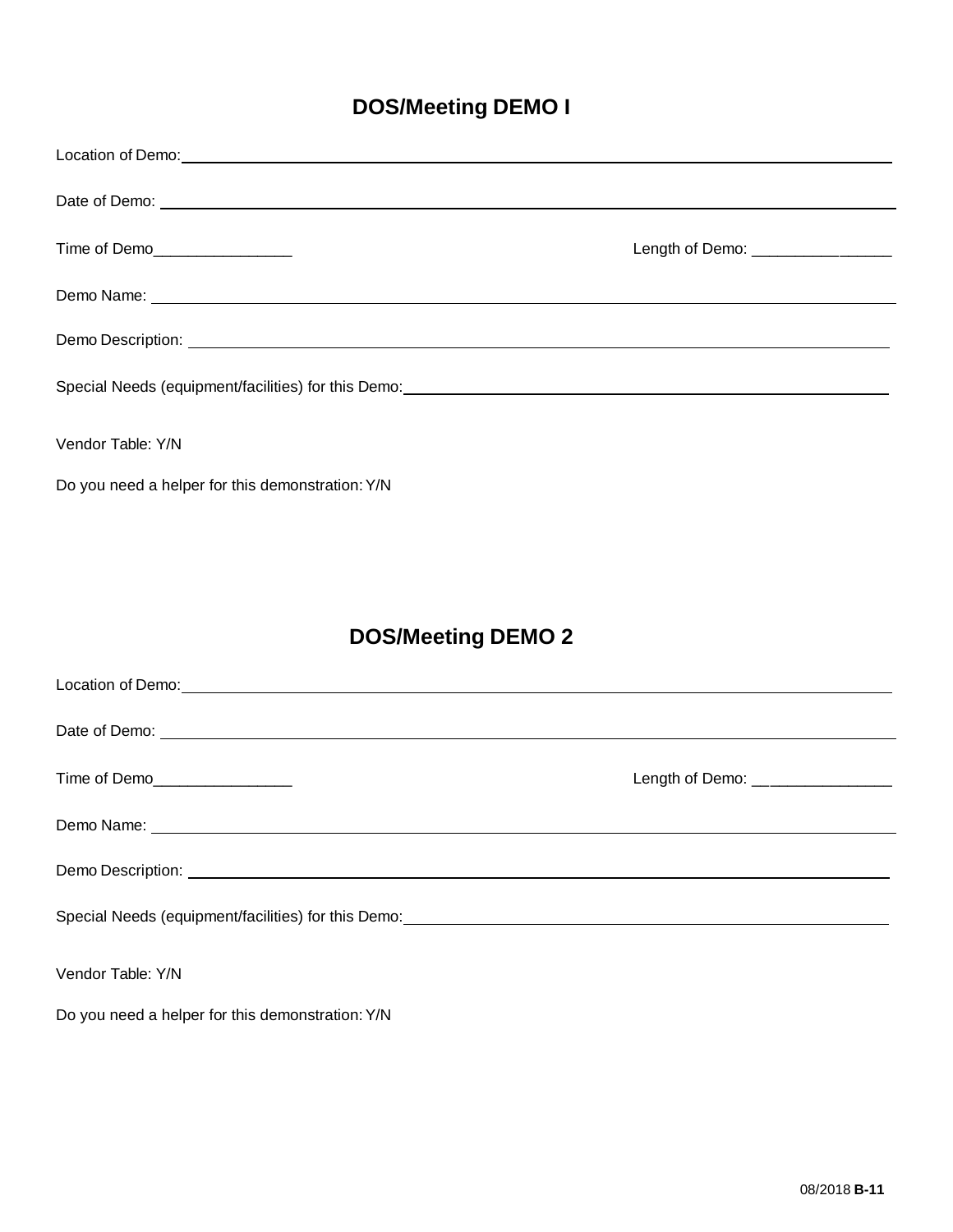## DOS/Meeting DEMO I

Location of Demo: ____________________________________________

Date of Demo: ____________________________________________

Time of Demo________________ Length of Demo: ________________

Demo Name: ____________________________________________

Demo Description: ____________________________________________

Special Needs (equipment/facilities) for this Demo: ____________________________________________

Vendor Table: Y/N

Do you need a helper for this demonstration: Y/N

## DOS/Meeting DEMO 2

Location of Demo: ____________________________________________

Date of Demo: ____________________________________________

Time of Demo________________ Length of Demo: ________________

Demo Name: ____________________________________________

Demo Description: ____________________________________________

Special Needs (equipment/facilities) for this Demo: ____________________________________________

Vendor Table: Y/N

Do you need a helper for this demonstration: Y/N

08/2018 **B-11**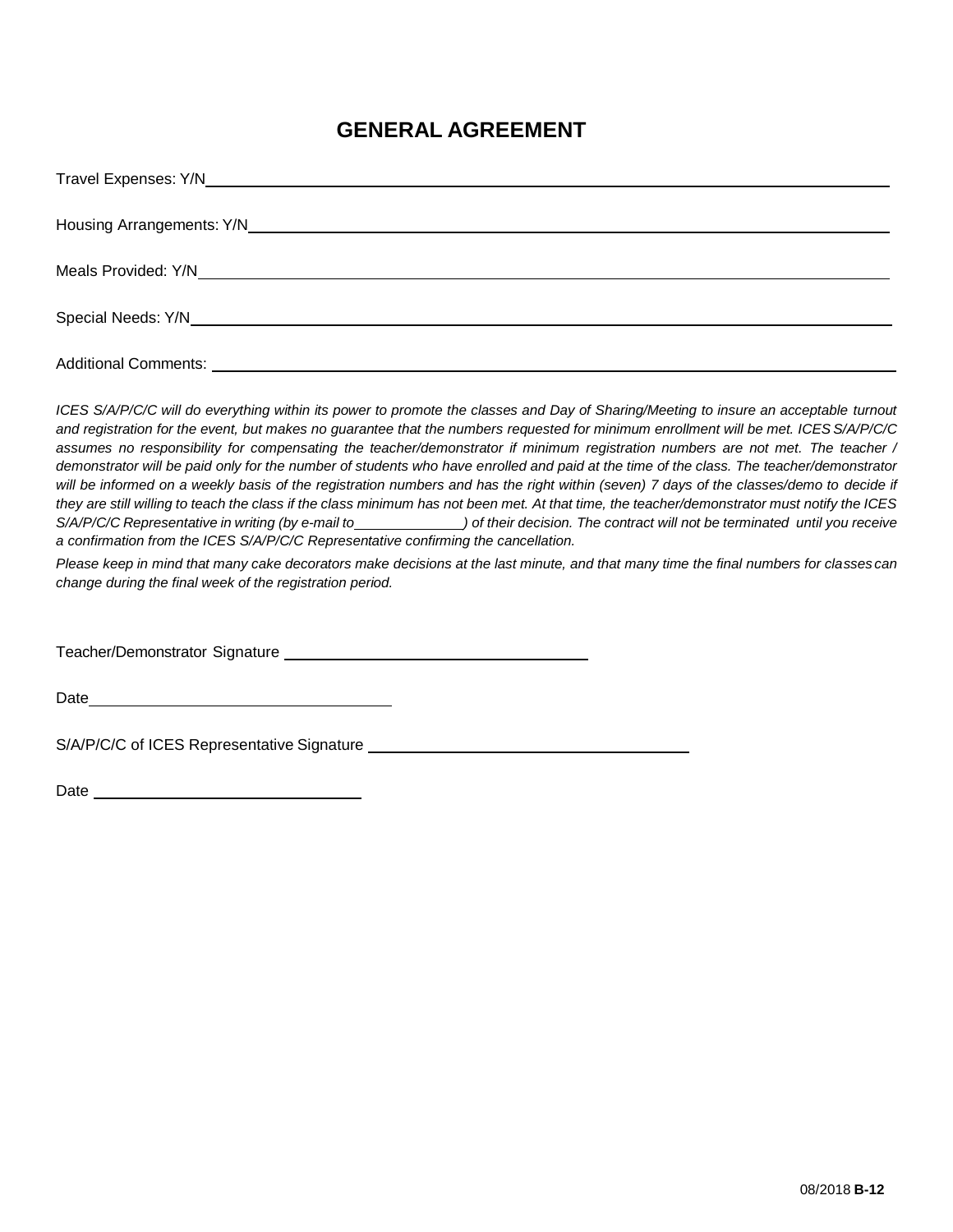# GENERAL AGREEMENT

Travel Expenses: Y/N\_\_\_\_\_\_\_\_\_\_\_\_\_\_\_\_\_\_\_\_\_\_\_\_\_\_\_\_\_\_\_\_\_\_\_\_\_\_\_\_

Housing Arrangements: Y/N\_\_\_\_\_\_\_\_\_\_\_\_\_\_\_\_\_\_\_\_\_\_\_\_\_\_\_\_\_\_\_\_\_\_\_\_\_\_\_\_

Meals Provided: Y/N\_\_\_\_\_\_\_\_\_\_\_\_\_\_\_\_\_\_\_\_\_\_\_\_\_\_\_\_\_\_\_\_\_\_\_\_\_\_\_\_

Special Needs: Y/N\_\_\_\_\_\_\_\_\_\_\_\_\_\_\_\_\_\_\_\_\_\_\_\_\_\_\_\_\_\_\_\_\_\_\_\_\_\_\_\_

Additional Comments: \_\_\_\_\_\_\_\_\_\_\_\_\_\_\_\_\_\_\_\_\_\_\_\_\_\_\_\_\_\_\_\_\_\_\_\_\_\_\_\_

*ICES S/A/P/C/C will do everything within its power to promote the classes and Day of Sharing/Meeting to insure an acceptable turnout and registration for the event, but makes no guarantee that the numbers requested for minimum enrollment will be met. ICES S/A/P/C/C assumes no responsibility for compensating the teacher/demonstrator if minimum registration numbers are not met. The teacher / demonstrator will be paid only for the number of students who have enrolled and paid at the time of the class. The teacher/demonstrator will be informed on a weekly basis of the registration numbers and has the right within (seven) 7 days of the classes/demo to decide if they are still willing to teach the class if the class minimum has not been met. At that time, the teacher/demonstrator must notify the ICES S/A/P/C/C Representative in writing (by e-mail to\_\_\_\_\_\_\_\_\_\_\_\_\_\_) of their decision. The contract will not be terminated until you receive a confirmation from the ICES S/A/P/C/C Representative confirming the cancellation.*

*Please keep in mind that many cake decorators make decisions at the last minute, and that many time the final numbers for classes can change during the final week of the registration period.*

Teacher/Demonstrator Signature \_\_\_\_\_\_\_\_\_\_\_\_\_\_\_\_\_\_\_\_\_\_\_\_\_\_\_\_\_\_

Date\_\_\_\_\_\_\_\_\_\_\_\_\_\_\_\_\_\_\_\_\_\_\_\_\_\_\_\_\_\_

S/A/P/C/C of ICES Representative Signature \_\_\_\_\_\_\_\_\_\_\_\_\_\_\_\_\_\_\_\_\_\_\_\_\_\_\_\_\_\_

Date \_\_\_\_\_\_\_\_\_\_\_\_\_\_\_\_\_\_\_\_\_\_\_\_\_\_\_\_\_\_

08/2018 **B-12**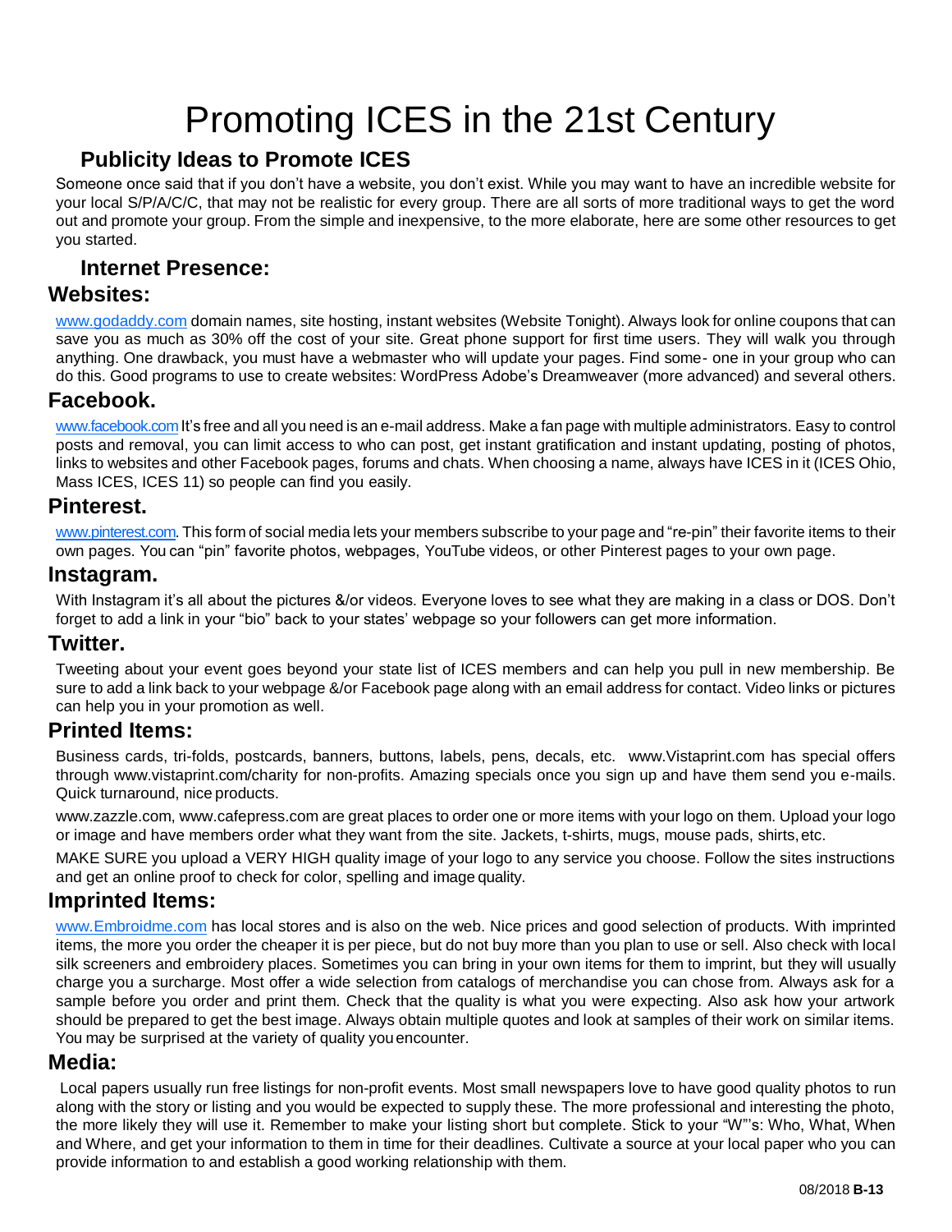# Promoting ICES in the 21st Century

## Publicity Ideas to Promote ICES

Someone once said that if you don't have a website, you don't exist. While you may want to have an incredible website for your local S/P/A/C/C, that may not be realistic for every group. There are all sorts of more traditional ways to get the word out and promote your group. From the simple and inexpensive, to the more elaborate, here are some other resources to get you started.

## Internet Presence:

### Websites:

www.godaddy.com domain names, site hosting, instant websites (Website Tonight). Always look for online coupons that can save you as much as 30% off the cost of your site. Great phone support for first time users. They will walk you through anything. One drawback, you must have a webmaster who will update your pages. Find some- one in your group who can do this. Good programs to use to create websites: WordPress Adobe's Dreamweaver (more advanced) and several others.

### Facebook.

www.facebook.com It's free and all you need is an e-mail address. Make a fan page with multiple administrators. Easy to control posts and removal, you can limit access to who can post, get instant gratification and instant updating, posting of photos, links to websites and other Facebook pages, forums and chats. When choosing a name, always have ICES in it (ICES Ohio, Mass ICES, ICES 11) so people can find you easily.

### Pinterest.

www.pinterest.com. This form of social media lets your members subscribe to your page and "re-pin" their favorite items to their own pages. You can "pin" favorite photos, webpages, YouTube videos, or other Pinterest pages to your own page.

### Instagram.

With Instagram it's all about the pictures &/or videos. Everyone loves to see what they are making in a class or DOS. Don't forget to add a link in your "bio" back to your states' webpage so your followers can get more information.

### Twitter.

Tweeting about your event goes beyond your state list of ICES members and can help you pull in new membership. Be sure to add a link back to your webpage &/or Facebook page along with an email address for contact. Video links or pictures can help you in your promotion as well.

### Printed Items:

Business cards, tri-folds, postcards, banners, buttons, labels, pens, decals, etc. www.Vistaprint.com has special offers through www.vistaprint.com/charity for non-profits. Amazing specials once you sign up and have them send you e-mails. Quick turnaround, nice products.

www.zazzle.com, www.cafepress.com are great places to order one or more items with your logo on them. Upload your logo or image and have members order what they want from the site. Jackets, t-shirts, mugs, mouse pads, shirts, etc.

MAKE SURE you upload a VERY HIGH quality image of your logo to any service you choose. Follow the sites instructions and get an online proof to check for color, spelling and image quality.

### Imprinted Items:

www.Embroidme.com has local stores and is also on the web. Nice prices and good selection of products. With imprinted items, the more you order the cheaper it is per piece, but do not buy more than you plan to use or sell. Also check with local silk screeners and embroidery places. Sometimes you can bring in your own items for them to imprint, but they will usually charge you a surcharge. Most offer a wide selection from catalogs of merchandise you can chose from. Always ask for a sample before you order and print them. Check that the quality is what you were expecting. Also ask how your artwork should be prepared to get the best image. Always obtain multiple quotes and look at samples of their work on similar items. You may be surprised at the variety of quality you encounter.

### Media:

Local papers usually run free listings for non-profit events. Most small newspapers love to have good quality photos to run along with the story or listing and you would be expected to supply these. The more professional and interesting the photo, the more likely they will use it. Remember to make your listing short but complete. Stick to your "W"'s: Who, What, When and Where, and get your information to them in time for their deadlines. Cultivate a source at your local paper who you can provide information to and establish a good working relationship with them.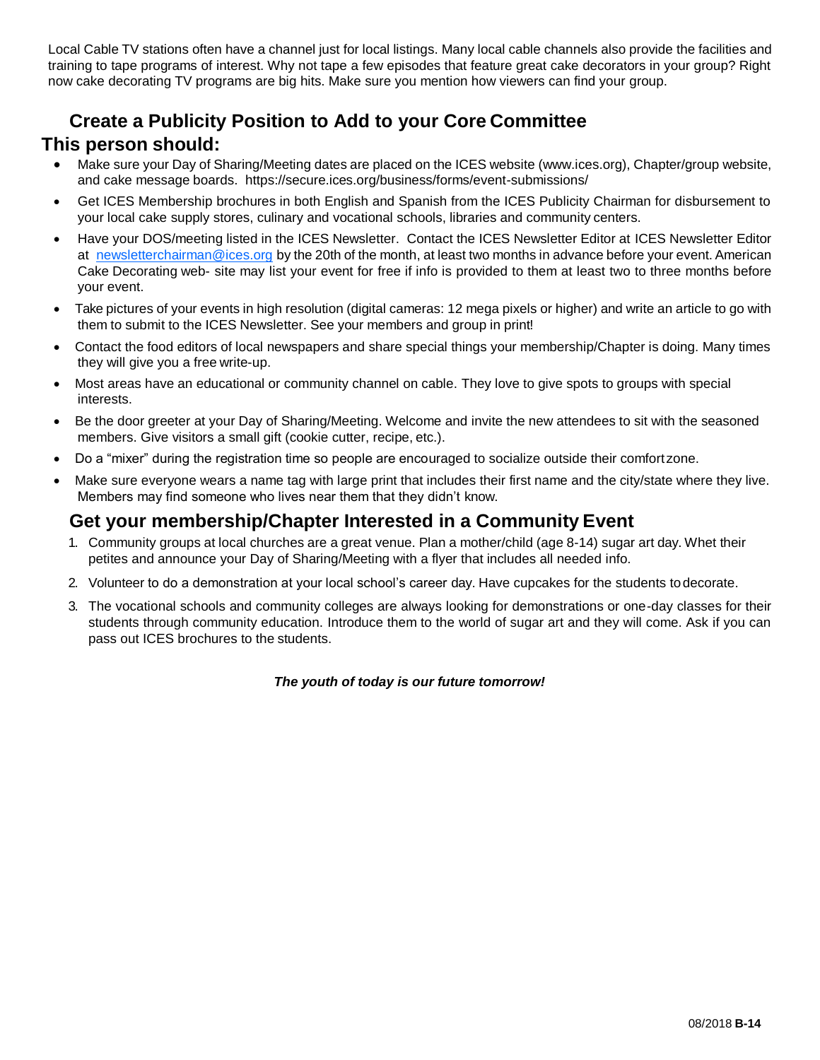Local Cable TV stations often have a channel just for local listings. Many local cable channels also provide the facilities and training to tape programs of interest. Why not tape a few episodes that feature great cake decorators in your group? Right now cake decorating TV programs are big hits. Make sure you mention how viewers can find your group.

## Create a Publicity Position to Add to your Core Committee

## This person should:

- Make sure your Day of Sharing/Meeting dates are placed on the ICES website (www.ices.org), Chapter/group website, and cake message boards. https://secure.ices.org/business/forms/event-submissions/
- Get ICES Membership brochures in both English and Spanish from the ICES Publicity Chairman for disbursement to your local cake supply stores, culinary and vocational schools, libraries and community centers.
- Have your DOS/meeting listed in the ICES Newsletter. Contact the ICES Newsletter Editor at ICES Newsletter Editor at newsletterchairman@ices.org by the 20th of the month, at least two months in advance before your event. American Cake Decorating web- site may list your event for free if info is provided to them at least two to three months before your event.
- Take pictures of your events in high resolution (digital cameras: 12 mega pixels or higher) and write an article to go with them to submit to the ICES Newsletter. See your members and group in print!
- Contact the food editors of local newspapers and share special things your membership/Chapter is doing. Many times they will give you a free write-up.
- Most areas have an educational or community channel on cable. They love to give spots to groups with special interests.
- Be the door greeter at your Day of Sharing/Meeting. Welcome and invite the new attendees to sit with the seasoned members. Give visitors a small gift (cookie cutter, recipe, etc.).
- Do a "mixer" during the registration time so people are encouraged to socialize outside their comfort zone.
- Make sure everyone wears a name tag with large print that includes their first name and the city/state where they live. Members may find someone who lives near them that they didn't know.

## Get your membership/Chapter Interested in a Community Event

1. Community groups at local churches are a great venue. Plan a mother/child (age 8-14) sugar art day. Whet their petites and announce your Day of Sharing/Meeting with a flyer that includes all needed info.
2. Volunteer to do a demonstration at your local school's career day. Have cupcakes for the students to decorate.
3. The vocational schools and community colleges are always looking for demonstrations or one-day classes for their students through community education. Introduce them to the world of sugar art and they will come. Ask if you can pass out ICES brochures to the students.

***The youth of today is our future tomorrow!***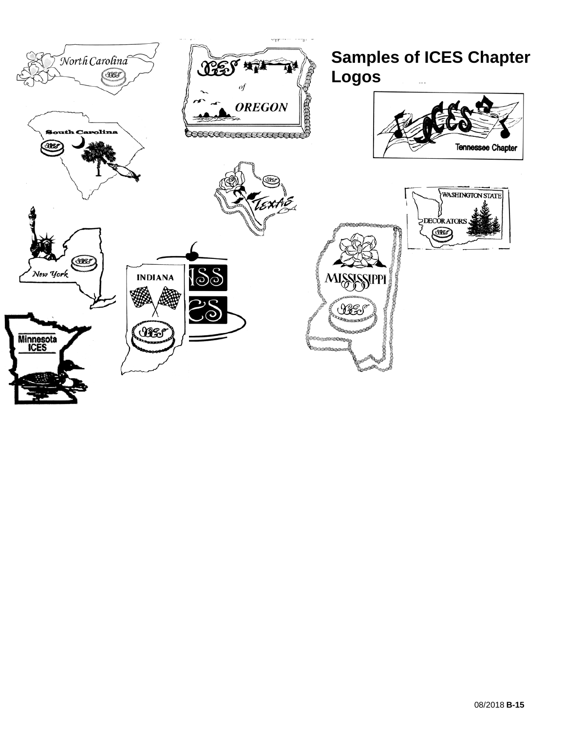## Samples of ICES Chapter Logos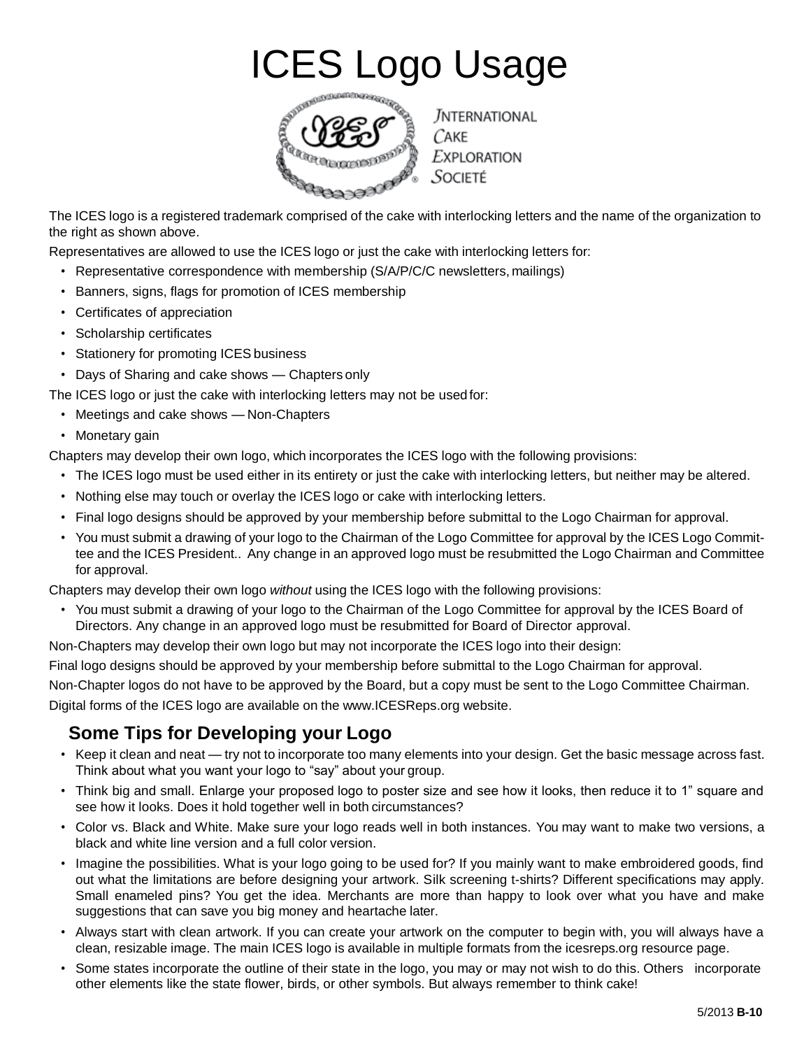# ICES Logo Usage

INTERNATIONAL
CAKE
EXPLORATION
SOCIETÉ

The ICES logo is a registered trademark comprised of the cake with interlocking letters and the name of the organization to the right as shown above.

Representatives are allowed to use the ICES logo or just the cake with interlocking letters for:

- Representative correspondence with membership (S/A/P/C/C newsletters, mailings)
- Banners, signs, flags for promotion of ICES membership
- Certificates of appreciation
- Scholarship certificates
- Stationery for promoting ICES business
- Days of Sharing and cake shows — Chapters only

The ICES logo or just the cake with interlocking letters may not be used for:

- Meetings and cake shows — Non-Chapters
- Monetary gain

Chapters may develop their own logo, which incorporates the ICES logo with the following provisions:

- The ICES logo must be used either in its entirety or just the cake with interlocking letters, but neither may be altered.
- Nothing else may touch or overlay the ICES logo or cake with interlocking letters.
- Final logo designs should be approved by your membership before submittal to the Logo Chairman for approval.
- You must submit a drawing of your logo to the Chairman of the Logo Committee for approval by the ICES Logo Committee and the ICES President.. Any change in an approved logo must be resubmitted the Logo Chairman and Committee for approval.

Chapters may develop their own logo *without* using the ICES logo with the following provisions:

- You must submit a drawing of your logo to the Chairman of the Logo Committee for approval by the ICES Board of Directors. Any change in an approved logo must be resubmitted for Board of Director approval.

Non-Chapters may develop their own logo but may not incorporate the ICES logo into their design:

Final logo designs should be approved by your membership before submittal to the Logo Chairman for approval.

Non-Chapter logos do not have to be approved by the Board, but a copy must be sent to the Logo Committee Chairman.

Digital forms of the ICES logo are available on the www.ICESReps.org website.

## Some Tips for Developing your Logo

- Keep it clean and neat — try not to incorporate too many elements into your design. Get the basic message across fast. Think about what you want your logo to "say" about your group.
- Think big and small. Enlarge your proposed logo to poster size and see how it looks, then reduce it to 1" square and see how it looks. Does it hold together well in both circumstances?
- Color vs. Black and White. Make sure your logo reads well in both instances. You may want to make two versions, a black and white line version and a full color version.
- Imagine the possibilities. What is your logo going to be used for? If you mainly want to make embroidered goods, find out what the limitations are before designing your artwork. Silk screening t-shirts? Different specifications may apply. Small enameled pins? You get the idea. Merchants are more than happy to look over what you have and make suggestions that can save you big money and heartache later.
- Always start with clean artwork. If you can create your artwork on the computer to begin with, you will always have a clean, resizable image. The main ICES logo is available in multiple formats from the icesreps.org resource page.
- Some states incorporate the outline of their state in the logo, you may or may not wish to do this. Others incorporate other elements like the state flower, birds, or other symbols. But always remember to think cake!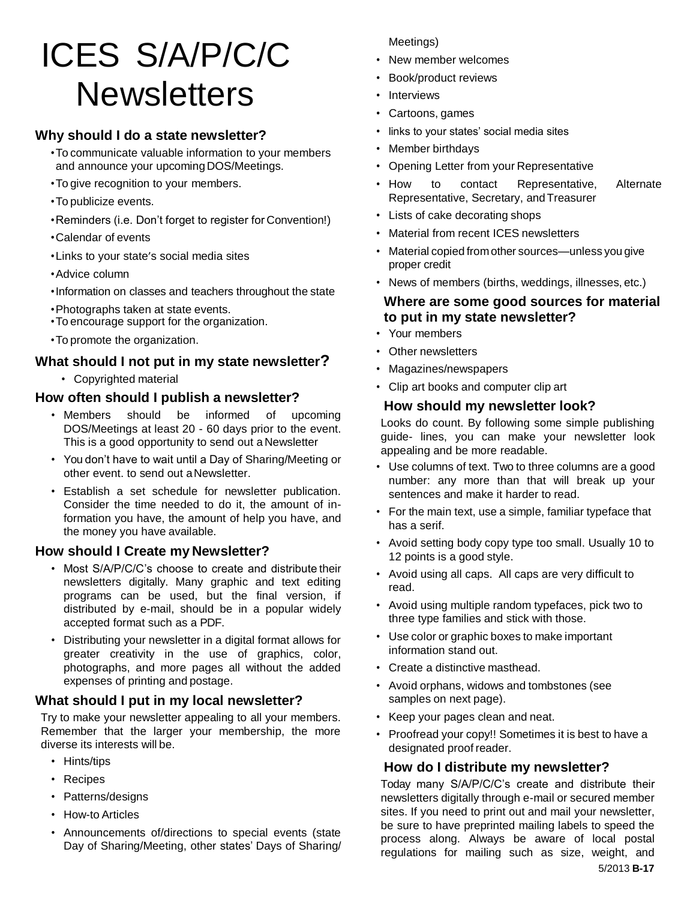# ICES S/A/P/C/C Newsletters

### Why should I do a state newsletter?

- To communicate valuable information to your members and announce your upcoming DOS/Meetings.
- To give recognition to your members.
- To publicize events.
- Reminders (i.e. Don't forget to register for Convention!)
- Calendar of events
- Links to your state's social media sites
- Advice column
- Information on classes and teachers throughout the state
- Photographs taken at state events.
- To encourage support for the organization.
- To promote the organization.

### What should I not put in my state newsletter?

- Copyrighted material

### How often should I publish a newsletter?

- Members should be informed of upcoming DOS/Meetings at least 20 - 60 days prior to the event. This is a good opportunity to send out a Newsletter
- You don't have to wait until a Day of Sharing/Meeting or other event. to send out a Newsletter.
- Establish a set schedule for newsletter publication. Consider the time needed to do it, the amount of information you have, the amount of help you have, and the money you have available.

### How should I Create my Newsletter?

- Most S/A/P/C/C's choose to create and distribute their newsletters digitally. Many graphic and text editing programs can be used, but the final version, if distributed by e-mail, should be in a popular widely accepted format such as a PDF.
- Distributing your newsletter in a digital format allows for greater creativity in the use of graphics, color, photographs, and more pages all without the added expenses of printing and postage.

### What should I put in my local newsletter?

Try to make your newsletter appealing to all your members. Remember that the larger your membership, the more diverse its interests will be.

- Hints/tips
- Recipes
- Patterns/designs
- How-to Articles
- Announcements of/directions to special events (state Day of Sharing/Meeting, other states' Days of Sharing/ Meetings)
- New member welcomes
- Book/product reviews
- Interviews
- Cartoons, games
- links to your states' social media sites
- Member birthdays
- Opening Letter from your Representative
- How to contact Representative, Alternate Representative, Secretary, and Treasurer
- Lists of cake decorating shops
- Material from recent ICES newsletters
- Material copied from other sources—unless you give proper credit
- News of members (births, weddings, illnesses, etc.)

### Where are some good sources for material to put in my state newsletter?

- Your members
- Other newsletters
- Magazines/newspapers
- Clip art books and computer clip art

### How should my newsletter look?

Looks do count. By following some simple publishing guide- lines, you can make your newsletter look appealing and be more readable.

- Use columns of text. Two to three columns are a good number: any more than that will break up your sentences and make it harder to read.
- For the main text, use a simple, familiar typeface that has a serif.
- Avoid setting body copy type too small. Usually 10 to 12 points is a good style.
- Avoid using all caps. All caps are very difficult to read.
- Avoid using multiple random typefaces, pick two to three type families and stick with those.
- Use color or graphic boxes to make important information stand out.
- Create a distinctive masthead.
- Avoid orphans, widows and tombstones (see samples on next page).
- Keep your pages clean and neat.
- Proofread your copy!! Sometimes it is best to have a designated proof reader.

### How do I distribute my newsletter?

Today many S/A/P/C/C's create and distribute their newsletters digitally through e-mail or secured member sites. If you need to print out and mail your newsletter, be sure to have preprinted mailing labels to speed the process along. Always be aware of local postal regulations for mailing such as size, weight, and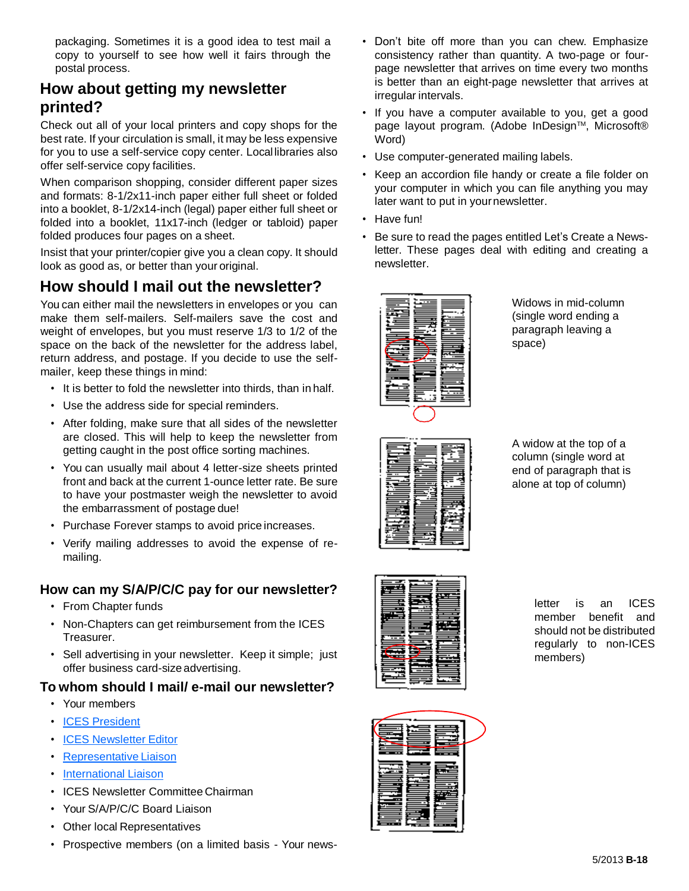packaging. Sometimes it is a good idea to test mail a copy to yourself to see how well it fairs through the postal process.

## How about getting my newsletter printed?

Check out all of your local printers and copy shops for the best rate. If your circulation is small, it may be less expensive for you to use a self-service copy center. Local libraries also offer self-service copy facilities.

When comparison shopping, consider different paper sizes and formats: 8-1/2x11-inch paper either full sheet or folded into a booklet, 8-1/2x14-inch (legal) paper either full sheet or folded into a booklet, 11x17-inch (ledger or tabloid) paper folded produces four pages on a sheet.

Insist that your printer/copier give you a clean copy. It should look as good as, or better than your original.

## How should I mail out the newsletter?

You can either mail the newsletters in envelopes or you can make them self-mailers. Self-mailers save the cost and weight of envelopes, but you must reserve 1/3 to 1/2 of the space on the back of the newsletter for the address label, return address, and postage. If you decide to use the self-mailer, keep these things in mind:

- It is better to fold the newsletter into thirds, than in half.
- Use the address side for special reminders.
- After folding, make sure that all sides of the newsletter are closed. This will help to keep the newsletter from getting caught in the post office sorting machines.
- You can usually mail about 4 letter-size sheets printed front and back at the current 1-ounce letter rate. Be sure to have your postmaster weigh the newsletter to avoid the embarrassment of postage due!
- Purchase Forever stamps to avoid price increases.
- Verify mailing addresses to avoid the expense of re-mailing.

### How can my S/A/P/C/C pay for our newsletter?

- From Chapter funds
- Non-Chapters can get reimbursement from the ICES Treasurer.
- Sell advertising in your newsletter. Keep it simple; just offer business card-size advertising.

### To whom should I mail/ e-mail our newsletter?

- Your members
- ICES President
- ICES Newsletter Editor
- Representative Liaison
- International Liaison
- ICES Newsletter Committee Chairman
- Your S/A/P/C/C Board Liaison
- Other local Representatives
- Prospective members (on a limited basis - Your newsletter is an ICES member benefit and should not be distributed regularly to non-ICES members)

- Don't bite off more than you can chew. Emphasize consistency rather than quantity. A two-page or four-page newsletter that arrives on time every two months is better than an eight-page newsletter that arrives at irregular intervals.
- If you have a computer available to you, get a good page layout program. (Adobe InDesign™, Microsoft® Word)
- Use computer-generated mailing labels.
- Keep an accordion file handy or create a file folder on your computer in which you can file anything you may later want to put in your newsletter.
- Have fun!
- Be sure to read the pages entitled Let's Create a Newsletter. These pages deal with editing and creating a newsletter.

Widows in mid-column (single word ending a paragraph leaving a space)

A widow at the top of a column (single word at end of paragraph that is alone at top of column)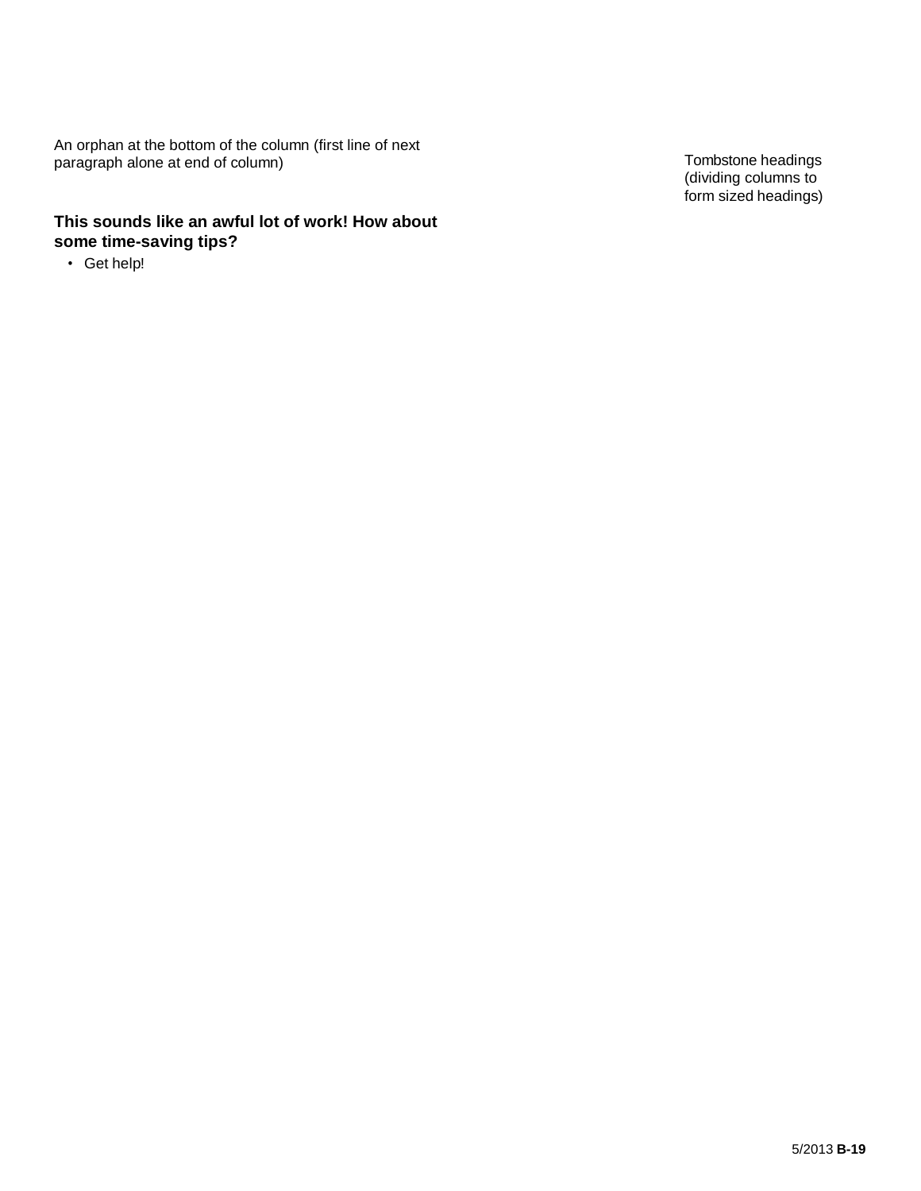An orphan at the bottom of the column (first line of next paragraph alone at end of column)

Tombstone headings (dividing columns to form sized headings)

### This sounds like an awful lot of work! How about some time-saving tips?

- Get help!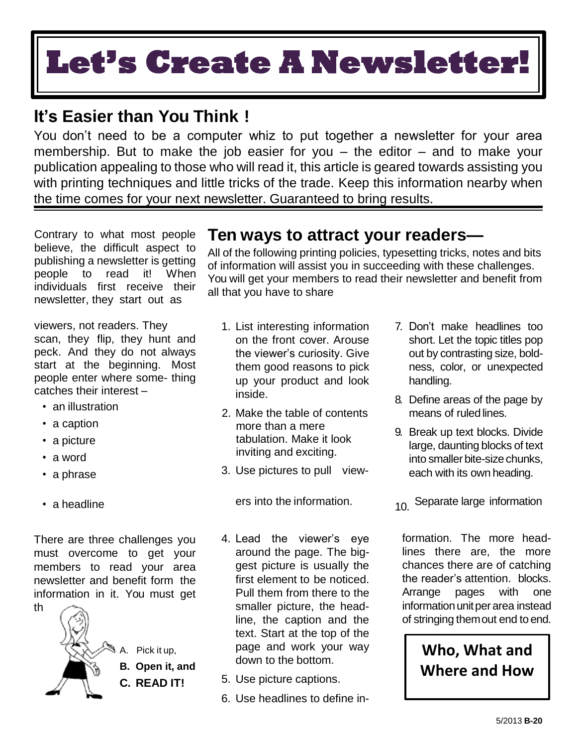# Let's Create A Newsletter!

## It's Easier than You Think !

You don't need to be a computer whiz to put together a newsletter for your area membership. But to make the job easier for you – the editor – and to make your publication appealing to those who will read it, this article is geared towards assisting you with printing techniques and little tricks of the trade. Keep this information nearby when the time comes for your next newsletter. Guaranteed to bring results.

Contrary to what most people believe, the difficult aspect to publishing a newsletter is getting people to read it! When individuals first receive their newsletter, they start out as

viewers, not readers. They scan, they flip, they hunt and peck. And they do not always start at the beginning. Most people enter where some- thing catches their interest –

- an illustration
- a caption
- a picture
- a word
- a phrase
- a headline

There are three challenges you must overcome to get your members to read your area newsletter and benefit form the information in it. You must get th

A. Pick it up,

**B. Open it, and**

**C. READ IT!**

## Ten ways to attract your readers—

All of the following printing policies, typesetting tricks, notes and bits of information will assist you in succeeding with these challenges. You will get your members to read their newsletter and benefit from all that you have to share

1. List interesting information on the front cover. Arouse the viewer's curiosity. Give them good reasons to pick up your product and look inside.
2. Make the table of contents more than a mere tabulation. Make it look inviting and exciting.
3. Use pictures to pull view-

   ers into the information.

4. Lead the viewer's eye around the page. The biggest picture is usually the first element to be noticed. Pull them from there to the smaller picture, the headline, the caption and the text. Start at the top of the page and work your way down to the bottom.
5. Use picture captions.
6. Use headlines to define in-
7. Don't make headlines too short. Let the topic titles pop out by contrasting size, boldness, color, or unexpected handling.
8. Define areas of the page by means of ruled lines.
9. Break up text blocks. Divide large, daunting blocks of text into smaller bite-size chunks, each with its own heading.
10. Separate large information

formation. The more headlines there are, the more chances there are of catching the reader's attention. blocks. Arrange pages with one information unit per area instead of stringing them out end to end.

**Who, What and Where and How**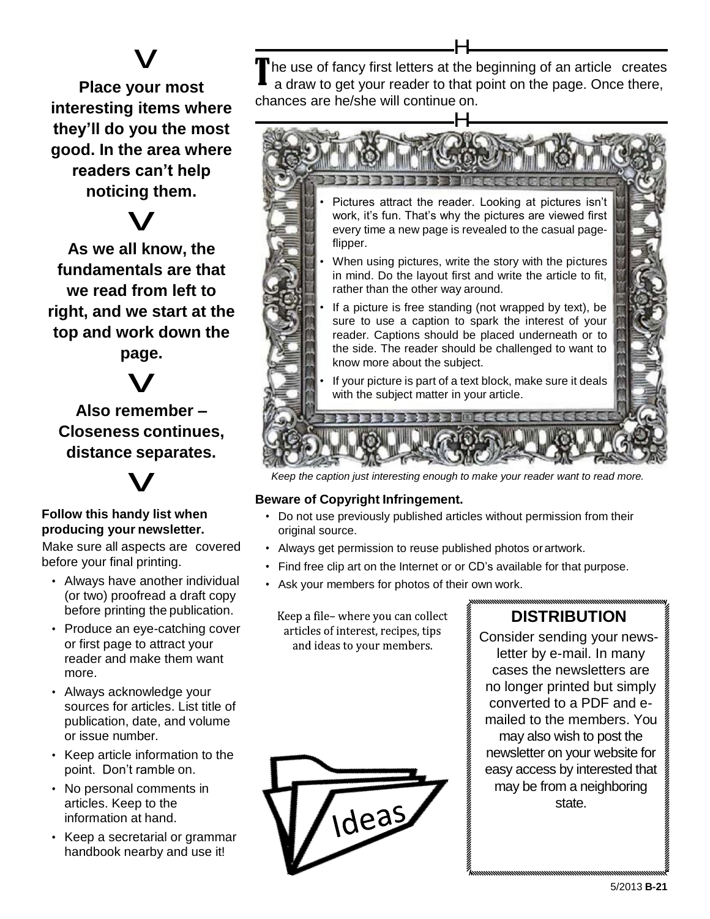**Place your most interesting items where they'll do you the most good. In the area where readers can't help noticing them.**

**As we all know, the fundamentals are that we read from left to right, and we start at the top and work down the page.**

**Also remember – Closeness continues, distance separates.**

**Follow this handy list when producing your newsletter.**

Make sure all aspects are covered before your final printing.

- Always have another individual (or two) proofread a draft copy before printing the publication.
- Produce an eye-catching cover or first page to attract your reader and make them want more.
- Always acknowledge your sources for articles. List title of publication, date, and volume or issue number.
- Keep article information to the point. Don't ramble on.
- No personal comments in articles. Keep to the information at hand.
- Keep a secretarial or grammar handbook nearby and use it!

The use of fancy first letters at the beginning of an article creates a draw to get your reader to that point on the page. Once there, chances are he/she will continue on.

- Pictures attract the reader. Looking at pictures isn't work, it's fun. That's why the pictures are viewed first every time a new page is revealed to the casual page-flipper.
- When using pictures, write the story with the pictures in mind. Do the layout first and write the article to fit, rather than the other way around.
- If a picture is free standing (not wrapped by text), be sure to use a caption to spark the interest of your reader. Captions should be placed underneath or to the side. The reader should be challenged to want to know more about the subject.
- If your picture is part of a text block, make sure it deals with the subject matter in your article.

*Keep the caption just interesting enough to make your reader want to read more.*

**Beware of Copyright Infringement.**

- Do not use previously published articles without permission from their original source.
- Always get permission to reuse published photos or artwork.
- Find free clip art on the Internet or or CD's available for that purpose.
- Ask your members for photos of their own work.

Keep a file– where you can collect articles of interest, recipes, tips and ideas to your members.

Ideas

### DISTRIBUTION

Consider sending your news-letter by e-mail. In many cases the newsletters are no longer printed but simply converted to a PDF and e-mailed to the members. You may also wish to post the newsletter on your website for easy access by interested that may be from a neighboring state.